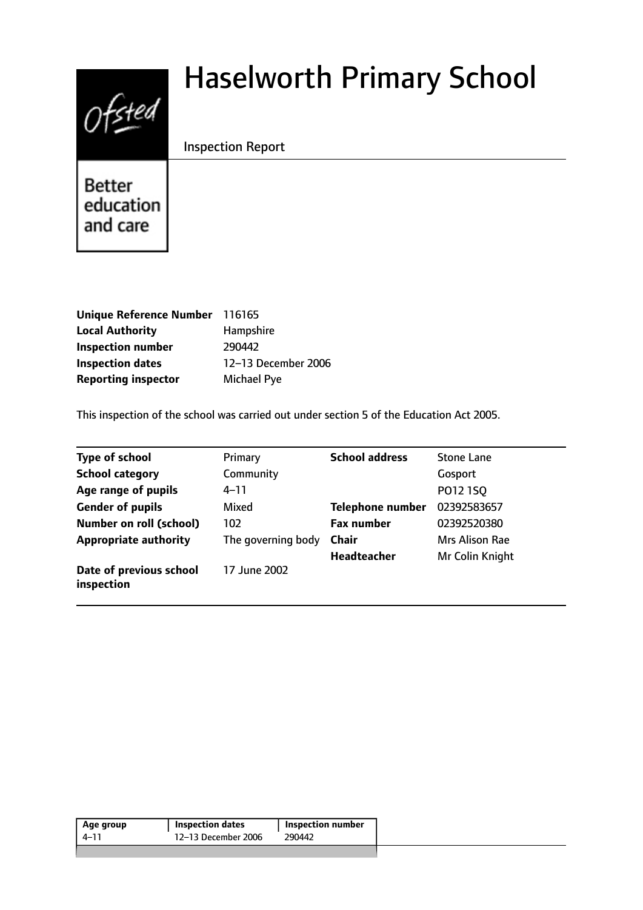# Haselworth Primary School

Inspection Report

Better education and care

| | |
|---|---|
| **Unique Reference Number** | 116165 |
| **Local Authority** | Hampshire |
| **Inspection number** | 290442 |
| **Inspection dates** | 12–13 December 2006 |
| **Reporting inspector** | Michael Pye |

This inspection of the school was carried out under section 5 of the Education Act 2005.

| | | | |
|---|---|---|---|
| **Type of school** | Primary | **School address** | Stone Lane |
| **School category** | Community | | Gosport |
| **Age range of pupils** | 4–11 | | PO12 1SQ |
| **Gender of pupils** | Mixed | **Telephone number** | 02392583657 |
| **Number on roll (school)** | 102 | **Fax number** | 02392520380 |
| **Appropriate authority** | The governing body | **Chair** | Mrs Alison Rae |
| | | **Headteacher** | Mr Colin Knight |
| **Date of previous school inspection** | 17 June 2002 | | |

| Age group | Inspection dates | Inspection number |
|---|---|---|
| 4–11 | 12–13 December 2006 | 290442 |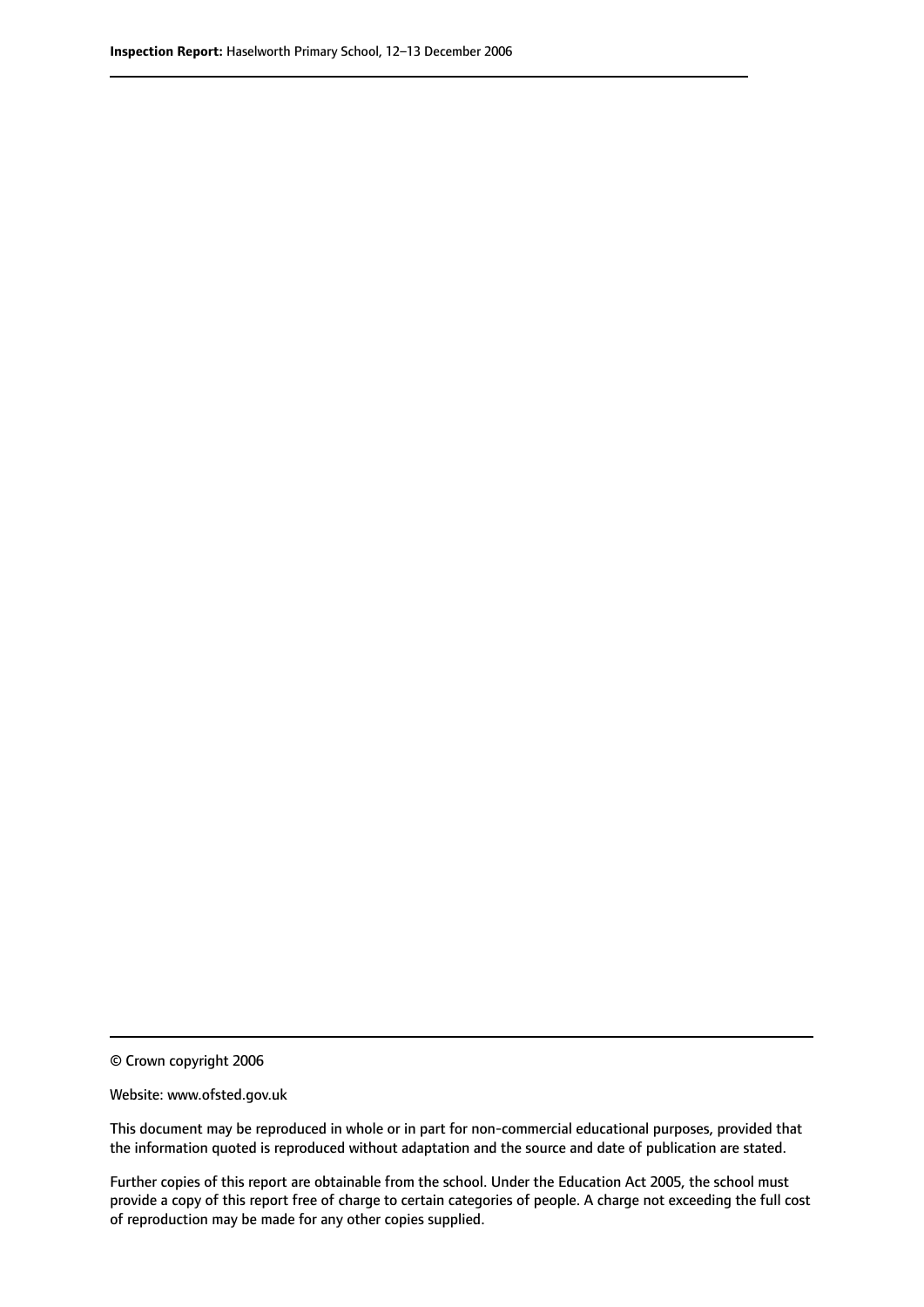© Crown copyright 2006

Website: www.ofsted.gov.uk

This document may be reproduced in whole or in part for non-commercial educational purposes, provided that the information quoted is reproduced without adaptation and the source and date of publication are stated.

Further copies of this report are obtainable from the school. Under the Education Act 2005, the school must provide a copy of this report free of charge to certain categories of people. A charge not exceeding the full cost of reproduction may be made for any other copies supplied.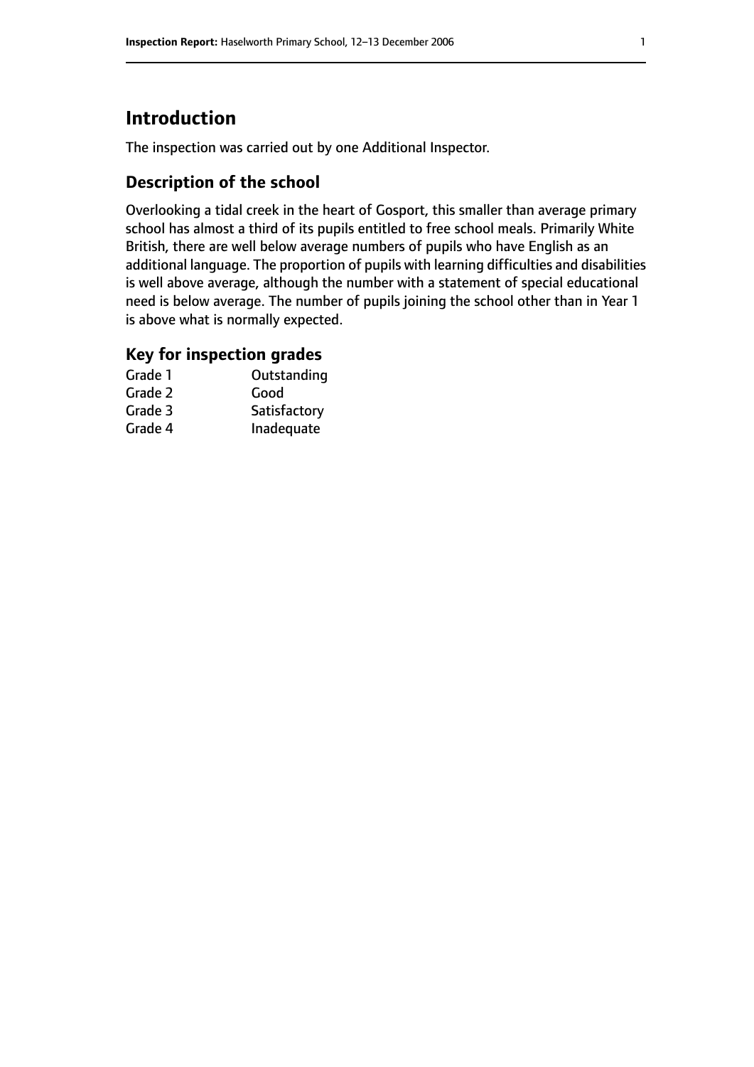# Introduction

The inspection was carried out by one Additional Inspector.

## Description of the school

Overlooking a tidal creek in the heart of Gosport, this smaller than average primary school has almost a third of its pupils entitled to free school meals. Primarily White British, there are well below average numbers of pupils who have English as an additional language. The proportion of pupils with learning difficulties and disabilities is well above average, although the number with a statement of special educational need is below average. The number of pupils joining the school other than in Year 1 is above what is normally expected.

## Key for inspection grades

| | |
|---|---|
| Grade 1 | Outstanding |
| Grade 2 | Good |
| Grade 3 | Satisfactory |
| Grade 4 | Inadequate |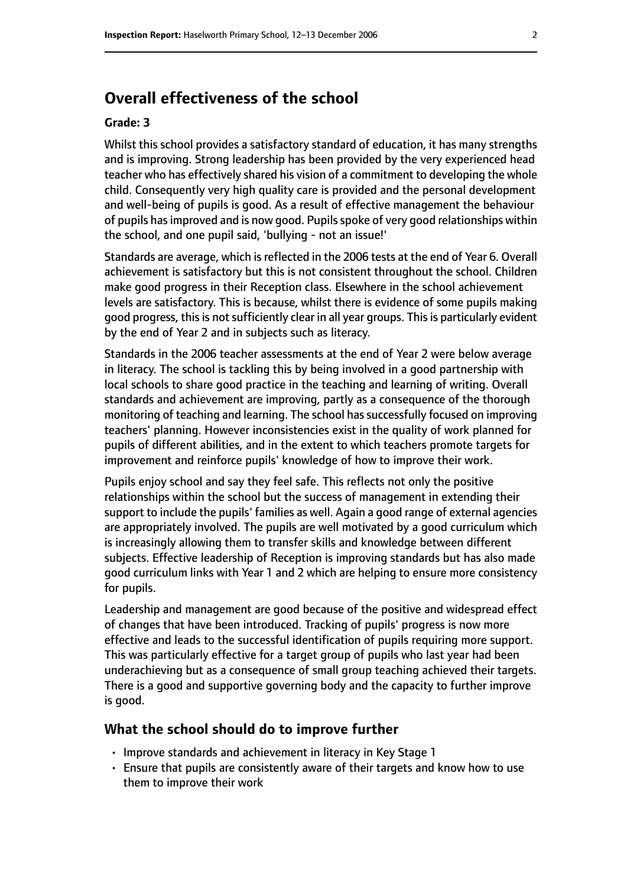## Overall effectiveness of the school

**Grade: 3**

Whilst this school provides a satisfactory standard of education, it has many strengths and is improving. Strong leadership has been provided by the very experienced head teacher who has effectively shared his vision of a commitment to developing the whole child. Consequently very high quality care is provided and the personal development and well-being of pupils is good. As a result of effective management the behaviour of pupils has improved and is now good. Pupils spoke of very good relationships within the school, and one pupil said, 'bullying - not an issue!'

Standards are average, which is reflected in the 2006 tests at the end of Year 6. Overall achievement is satisfactory but this is not consistent throughout the school. Children make good progress in their Reception class. Elsewhere in the school achievement levels are satisfactory. This is because, whilst there is evidence of some pupils making good progress, this is not sufficiently clear in all year groups. This is particularly evident by the end of Year 2 and in subjects such as literacy.

Standards in the 2006 teacher assessments at the end of Year 2 were below average in literacy. The school is tackling this by being involved in a good partnership with local schools to share good practice in the teaching and learning of writing. Overall standards and achievement are improving, partly as a consequence of the thorough monitoring of teaching and learning. The school has successfully focused on improving teachers' planning. However inconsistencies exist in the quality of work planned for pupils of different abilities, and in the extent to which teachers promote targets for improvement and reinforce pupils' knowledge of how to improve their work.

Pupils enjoy school and say they feel safe. This reflects not only the positive relationships within the school but the success of management in extending their support to include the pupils' families as well. Again a good range of external agencies are appropriately involved. The pupils are well motivated by a good curriculum which is increasingly allowing them to transfer skills and knowledge between different subjects. Effective leadership of Reception is improving standards but has also made good curriculum links with Year 1 and 2 which are helping to ensure more consistency for pupils.

Leadership and management are good because of the positive and widespread effect of changes that have been introduced. Tracking of pupils' progress is now more effective and leads to the successful identification of pupils requiring more support. This was particularly effective for a target group of pupils who last year had been underachieving but as a consequence of small group teaching achieved their targets. There is a good and supportive governing body and the capacity to further improve is good.

### What the school should do to improve further

- Improve standards and achievement in literacy in Key Stage 1
- Ensure that pupils are consistently aware of their targets and know how to use them to improve their work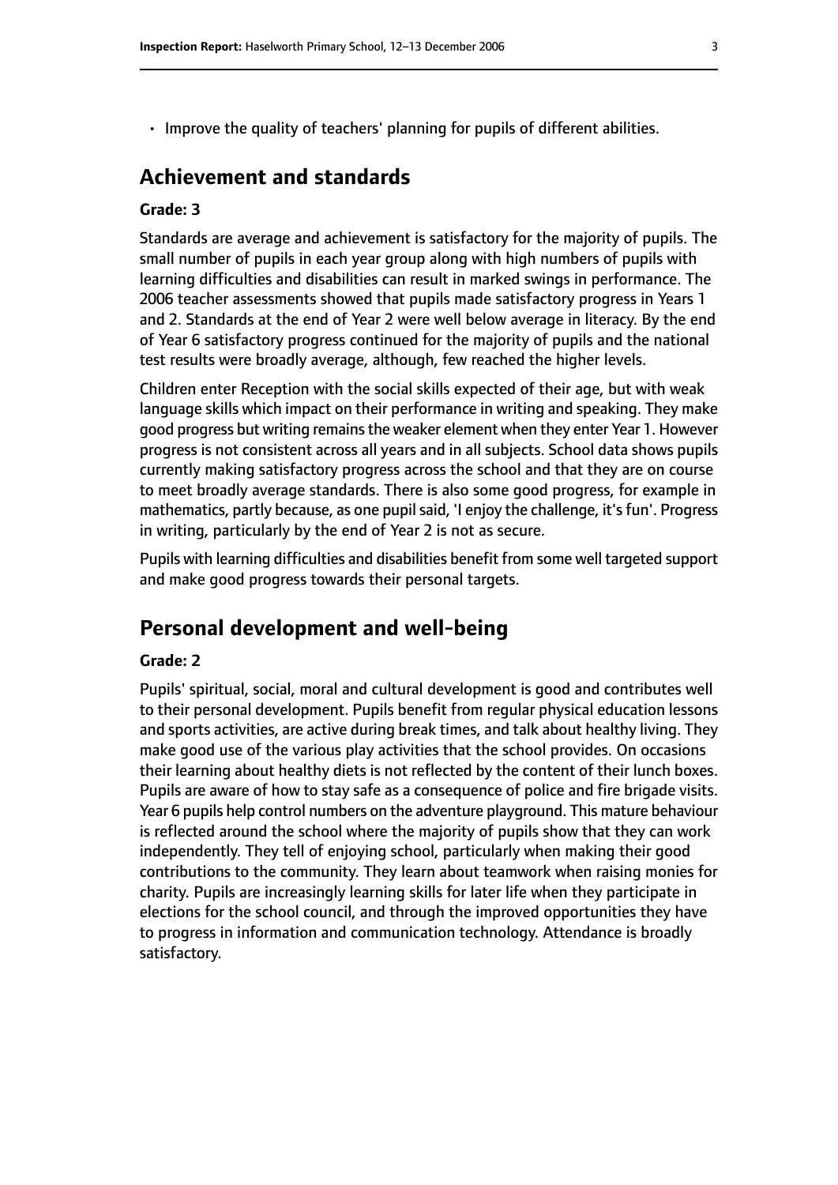- Improve the quality of teachers' planning for pupils of different abilities.

## Achievement and standards

**Grade: 3**

Standards are average and achievement is satisfactory for the majority of pupils. The small number of pupils in each year group along with high numbers of pupils with learning difficulties and disabilities can result in marked swings in performance. The 2006 teacher assessments showed that pupils made satisfactory progress in Years 1 and 2. Standards at the end of Year 2 were well below average in literacy. By the end of Year 6 satisfactory progress continued for the majority of pupils and the national test results were broadly average, although, few reached the higher levels.

Children enter Reception with the social skills expected of their age, but with weak language skills which impact on their performance in writing and speaking. They make good progress but writing remains the weaker element when they enter Year 1. However progress is not consistent across all years and in all subjects. School data shows pupils currently making satisfactory progress across the school and that they are on course to meet broadly average standards. There is also some good progress, for example in mathematics, partly because, as one pupil said, 'I enjoy the challenge, it's fun'. Progress in writing, particularly by the end of Year 2 is not as secure.

Pupils with learning difficulties and disabilities benefit from some well targeted support and make good progress towards their personal targets.

## Personal development and well-being

**Grade: 2**

Pupils' spiritual, social, moral and cultural development is good and contributes well to their personal development. Pupils benefit from regular physical education lessons and sports activities, are active during break times, and talk about healthy living. They make good use of the various play activities that the school provides. On occasions their learning about healthy diets is not reflected by the content of their lunch boxes. Pupils are aware of how to stay safe as a consequence of police and fire brigade visits. Year 6 pupils help control numbers on the adventure playground. This mature behaviour is reflected around the school where the majority of pupils show that they can work independently. They tell of enjoying school, particularly when making their good contributions to the community. They learn about teamwork when raising monies for charity. Pupils are increasingly learning skills for later life when they participate in elections for the school council, and through the improved opportunities they have to progress in information and communication technology. Attendance is broadly satisfactory.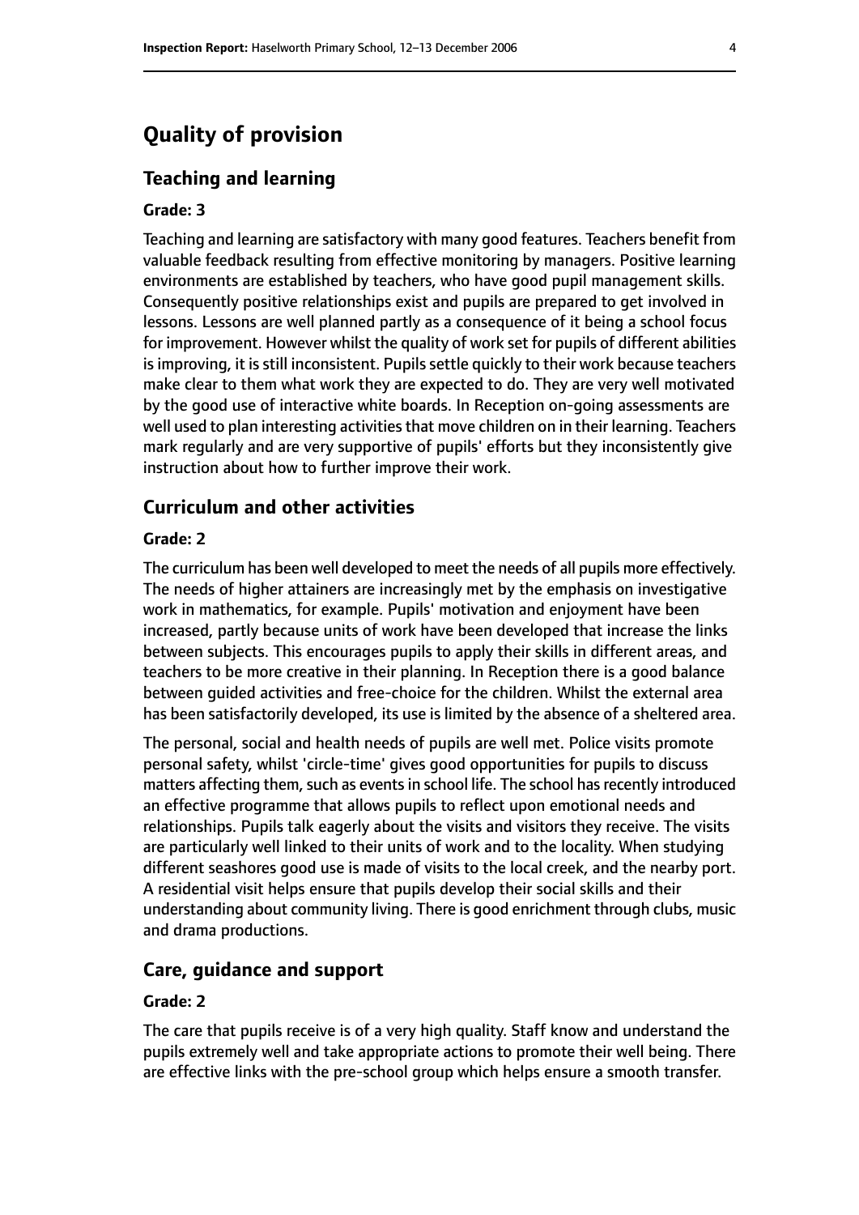# Quality of provision

## Teaching and learning

**Grade: 3**

Teaching and learning are satisfactory with many good features. Teachers benefit from valuable feedback resulting from effective monitoring by managers. Positive learning environments are established by teachers, who have good pupil management skills. Consequently positive relationships exist and pupils are prepared to get involved in lessons. Lessons are well planned partly as a consequence of it being a school focus for improvement. However whilst the quality of work set for pupils of different abilities is improving, it is still inconsistent. Pupils settle quickly to their work because teachers make clear to them what work they are expected to do. They are very well motivated by the good use of interactive white boards. In Reception on-going assessments are well used to plan interesting activities that move children on in their learning. Teachers mark regularly and are very supportive of pupils' efforts but they inconsistently give instruction about how to further improve their work.

## Curriculum and other activities

**Grade: 2**

The curriculum has been well developed to meet the needs of all pupils more effectively. The needs of higher attainers are increasingly met by the emphasis on investigative work in mathematics, for example. Pupils' motivation and enjoyment have been increased, partly because units of work have been developed that increase the links between subjects. This encourages pupils to apply their skills in different areas, and teachers to be more creative in their planning. In Reception there is a good balance between guided activities and free-choice for the children. Whilst the external area has been satisfactorily developed, its use is limited by the absence of a sheltered area.

The personal, social and health needs of pupils are well met. Police visits promote personal safety, whilst 'circle-time' gives good opportunities for pupils to discuss matters affecting them, such as events in school life. The school has recently introduced an effective programme that allows pupils to reflect upon emotional needs and relationships. Pupils talk eagerly about the visits and visitors they receive. The visits are particularly well linked to their units of work and to the locality. When studying different seashores good use is made of visits to the local creek, and the nearby port. A residential visit helps ensure that pupils develop their social skills and their understanding about community living. There is good enrichment through clubs, music and drama productions.

## Care, guidance and support

**Grade: 2**

The care that pupils receive is of a very high quality. Staff know and understand the pupils extremely well and take appropriate actions to promote their well being. There are effective links with the pre-school group which helps ensure a smooth transfer.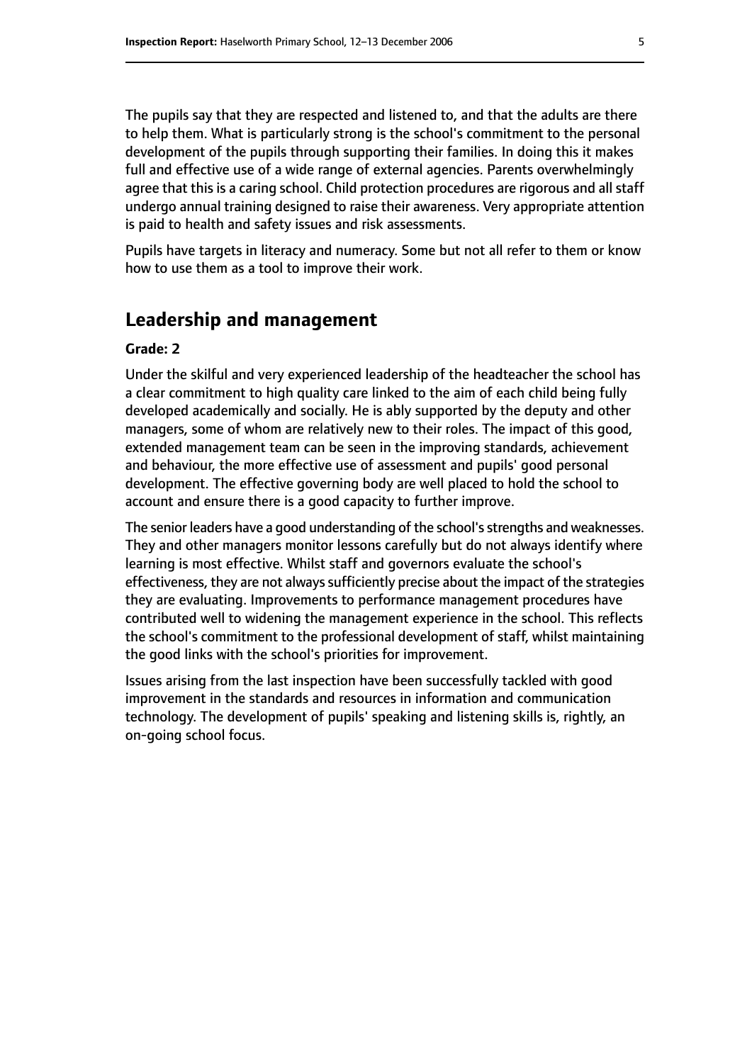The pupils say that they are respected and listened to, and that the adults are there to help them. What is particularly strong is the school's commitment to the personal development of the pupils through supporting their families. In doing this it makes full and effective use of a wide range of external agencies. Parents overwhelmingly agree that this is a caring school. Child protection procedures are rigorous and all staff undergo annual training designed to raise their awareness. Very appropriate attention is paid to health and safety issues and risk assessments.

Pupils have targets in literacy and numeracy. Some but not all refer to them or know how to use them as a tool to improve their work.

## Leadership and management

**Grade: 2**

Under the skilful and very experienced leadership of the headteacher the school has a clear commitment to high quality care linked to the aim of each child being fully developed academically and socially. He is ably supported by the deputy and other managers, some of whom are relatively new to their roles. The impact of this good, extended management team can be seen in the improving standards, achievement and behaviour, the more effective use of assessment and pupils' good personal development. The effective governing body are well placed to hold the school to account and ensure there is a good capacity to further improve.

The senior leaders have a good understanding of the school's strengths and weaknesses. They and other managers monitor lessons carefully but do not always identify where learning is most effective. Whilst staff and governors evaluate the school's effectiveness, they are not always sufficiently precise about the impact of the strategies they are evaluating. Improvements to performance management procedures have contributed well to widening the management experience in the school. This reflects the school's commitment to the professional development of staff, whilst maintaining the good links with the school's priorities for improvement.

Issues arising from the last inspection have been successfully tackled with good improvement in the standards and resources in information and communication technology. The development of pupils' speaking and listening skills is, rightly, an on-going school focus.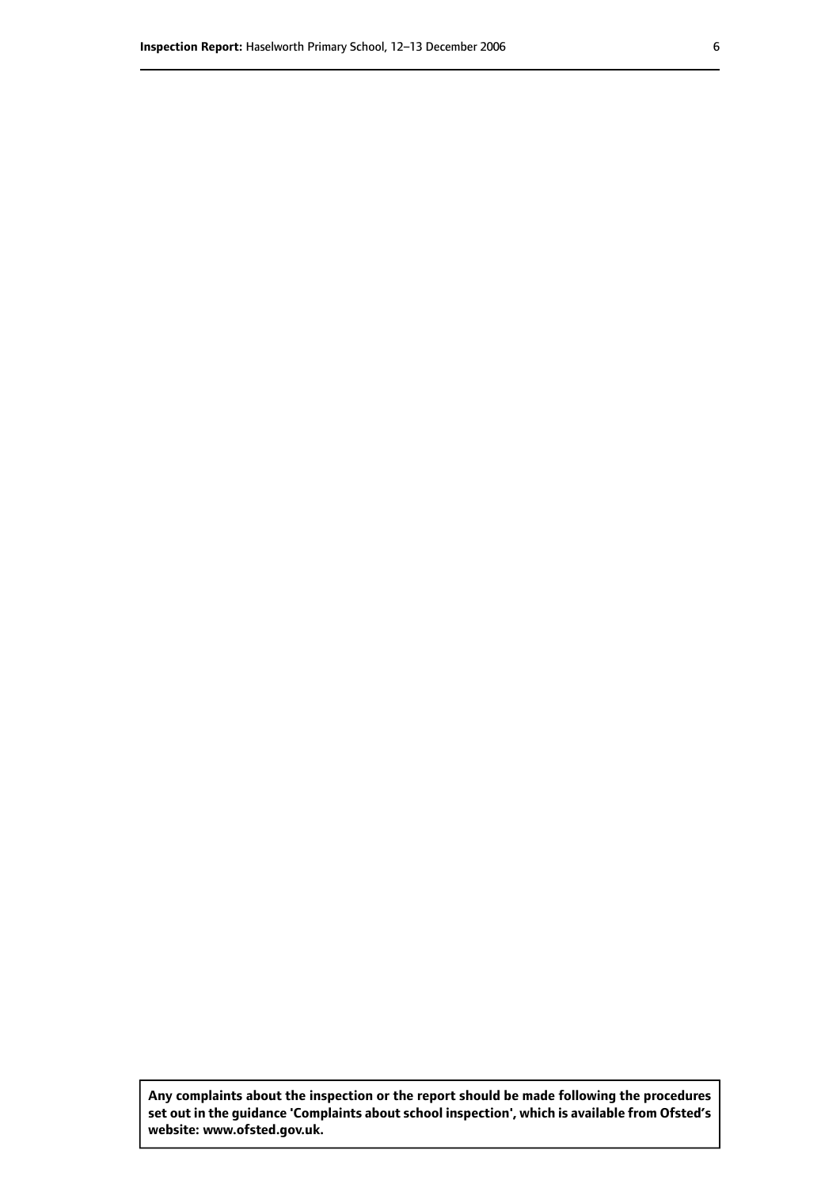**Any complaints about the inspection or the report should be made following the procedures set out in the guidance 'Complaints about school inspection', which is available from Ofsted's website: www.ofsted.gov.uk.**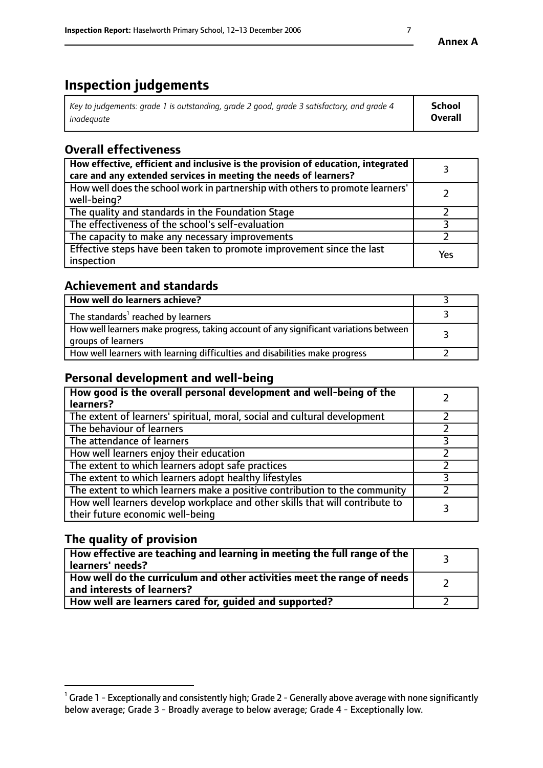**Annex A**

# Inspection judgements

| *Key to judgements: grade 1 is outstanding, grade 2 good, grade 3 satisfactory, and grade 4 inadequate* | **School Overall** |
|---|---|

## Overall effectiveness

| | |
|---|---|
| **How effective, efficient and inclusive is the provision of education, integrated care and any extended services in meeting the needs of learners?** | 3 |
| How well does the school work in partnership with others to promote learners' well-being? | 2 |
| The quality and standards in the Foundation Stage | 2 |
| The effectiveness of the school's self-evaluation | 3 |
| The capacity to make any necessary improvements | 2 |
| Effective steps have been taken to promote improvement since the last inspection | Yes |

## Achievement and standards

| | |
|---|---|
| **How well do learners achieve?** | 3 |
| The standards[1] reached by learners | 3 |
| How well learners make progress, taking account of any significant variations between groups of learners | 3 |
| How well learners with learning difficulties and disabilities make progress | 2 |

## Personal development and well-being

| | |
|---|---|
| **How good is the overall personal development and well-being of the learners?** | 2 |
| The extent of learners' spiritual, moral, social and cultural development | 2 |
| The behaviour of learners | 2 |
| The attendance of learners | 3 |
| How well learners enjoy their education | 2 |
| The extent to which learners adopt safe practices | 2 |
| The extent to which learners adopt healthy lifestyles | 3 |
| The extent to which learners make a positive contribution to the community | 2 |
| How well learners develop workplace and other skills that will contribute to their future economic well-being | 3 |

## The quality of provision

| | |
|---|---|
| **How effective are teaching and learning in meeting the full range of the learners' needs?** | 3 |
| **How well do the curriculum and other activities meet the range of needs and interests of learners?** | 2 |
| **How well are learners cared for, guided and supported?** | 2 |

[1] Grade 1 - Exceptionally and consistently high; Grade 2 - Generally above average with none significantly below average; Grade 3 - Broadly average to below average; Grade 4 - Exceptionally low.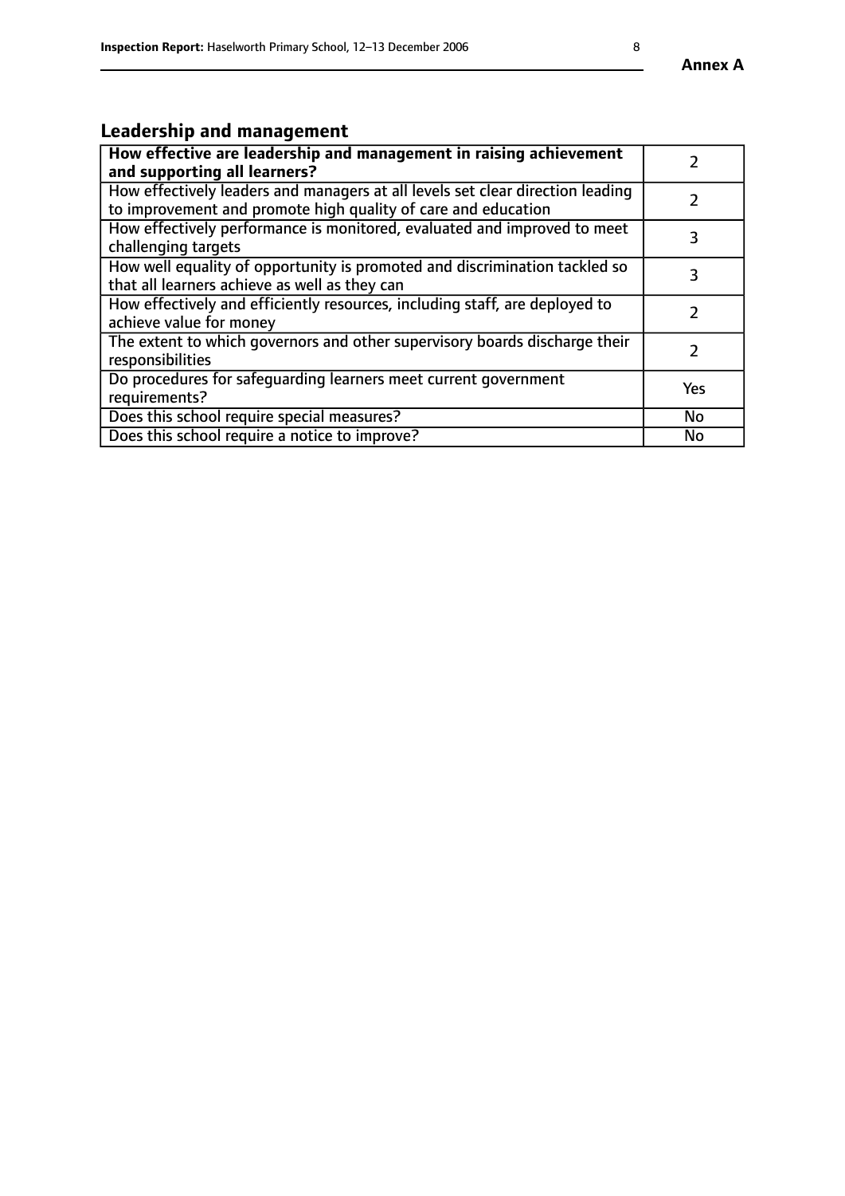## Leadership and management

| | |
|---|---|
| **How effective are leadership and management in raising achievement and supporting all learners?** | 2 |
| How effectively leaders and managers at all levels set clear direction leading to improvement and promote high quality of care and education | 2 |
| How effectively performance is monitored, evaluated and improved to meet challenging targets | 3 |
| How well equality of opportunity is promoted and discrimination tackled so that all learners achieve as well as they can | 3 |
| How effectively and efficiently resources, including staff, are deployed to achieve value for money | 2 |
| The extent to which governors and other supervisory boards discharge their responsibilities | 2 |
| Do procedures for safeguarding learners meet current government requirements? | Yes |
| Does this school require special measures? | No |
| Does this school require a notice to improve? | No |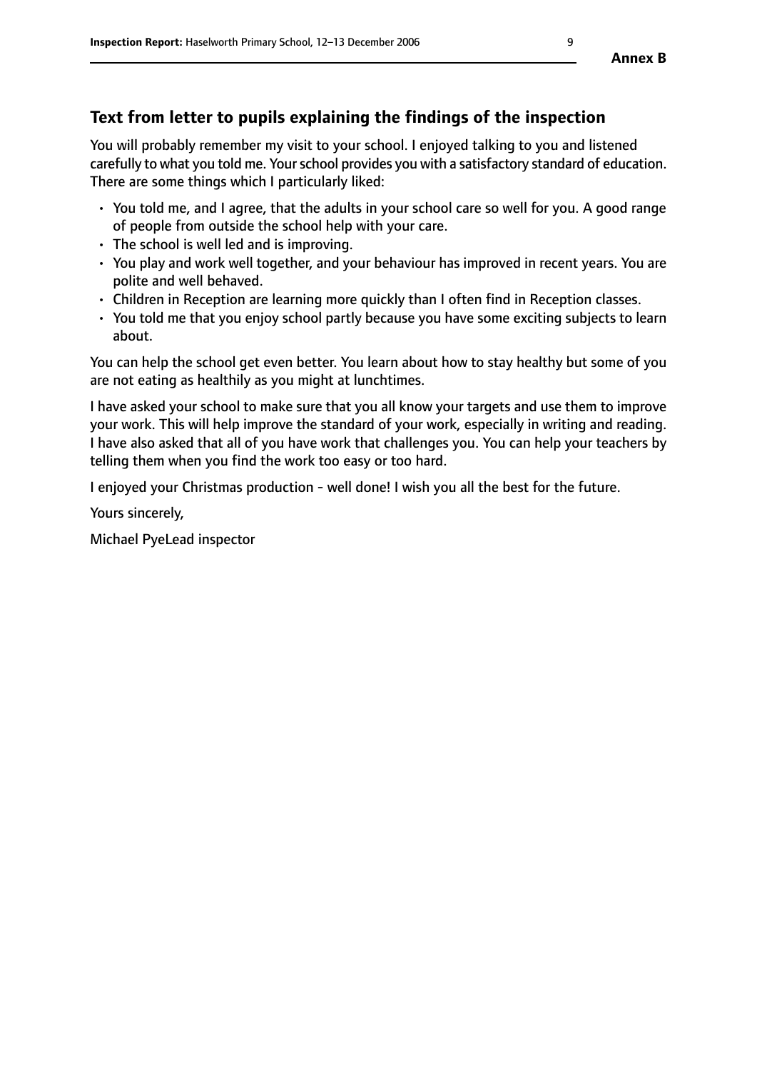## Text from letter to pupils explaining the findings of the inspection

You will probably remember my visit to your school. I enjoyed talking to you and listened carefully to what you told me. Your school provides you with a satisfactory standard of education. There are some things which I particularly liked:

- You told me, and I agree, that the adults in your school care so well for you. A good range of people from outside the school help with your care.
- The school is well led and is improving.
- You play and work well together, and your behaviour has improved in recent years. You are polite and well behaved.
- Children in Reception are learning more quickly than I often find in Reception classes.
- You told me that you enjoy school partly because you have some exciting subjects to learn about.

You can help the school get even better. You learn about how to stay healthy but some of you are not eating as healthily as you might at lunchtimes.

I have asked your school to make sure that you all know your targets and use them to improve your work. This will help improve the standard of your work, especially in writing and reading. I have also asked that all of you have work that challenges you. You can help your teachers by telling them when you find the work too easy or too hard.

I enjoyed your Christmas production - well done! I wish you all the best for the future.

Yours sincerely,

Michael PyeLead inspector